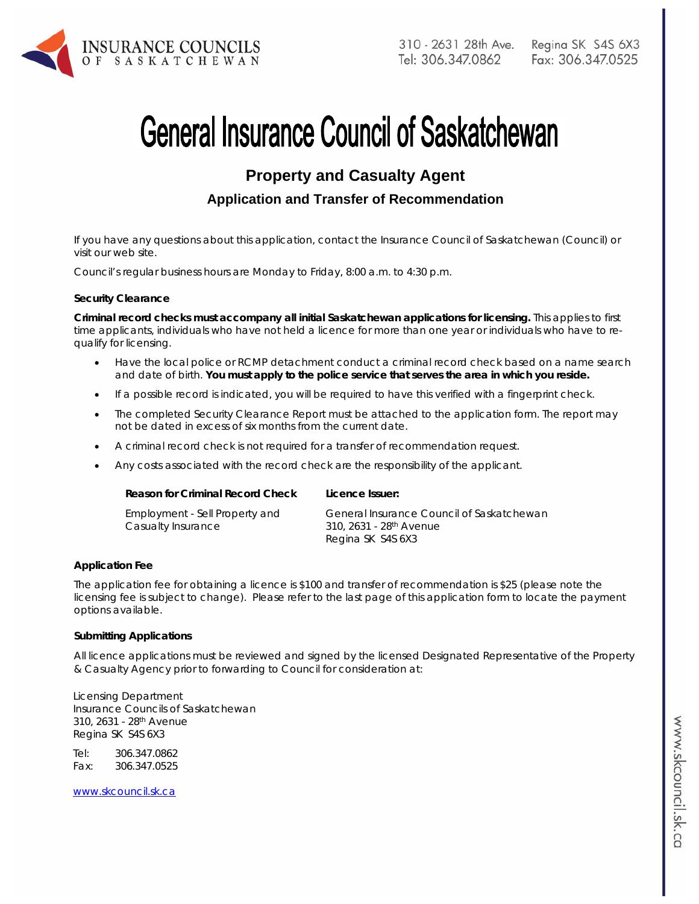INSURANCE COUNCILS OF SASKATCHEWAN

310 - 2631 28th Ave. Regina SK S4S 6X3
Tel: 306.347.0862 Fax: 306.347.0525

# General Insurance Council of Saskatchewan

## Property and Casualty Agent

### Application and Transfer of Recommendation

If you have any questions about this application, contact the Insurance Council of Saskatchewan (Council) or visit our web site.

Council's regular business hours are Monday to Friday, 8:00 a.m. to 4:30 p.m.

**Security Clearance**

**Criminal record checks must accompany all initial Saskatchewan applications for licensing.** This applies to first time applicants, individuals who have not held a licence for more than one year or individuals who have to re-qualify for licensing.

- Have the local police or RCMP detachment conduct a criminal record check based on a name search and date of birth. **You must apply to the police service that serves the area in which you reside.**
- If a possible record is indicated, you will be required to have this verified with a fingerprint check.
- The completed Security Clearance Report must be attached to the application form. The report may not be dated in excess of six months from the current date.
- A criminal record check is not required for a transfer of recommendation request.
- Any costs associated with the record check are the responsibility of the applicant.

| **Reason for Criminal Record Check** | **Licence Issuer:** |
|---|---|
| Employment - Sell Property and Casualty Insurance | General Insurance Council of Saskatchewan<br>310, 2631 - 28th Avenue<br>Regina SK S4S 6X3 |

**Application Fee**

The application fee for obtaining a licence is $100 and transfer of recommendation is $25 (please note the licensing fee is subject to change). Please refer to the last page of this application form to locate the payment options available.

**Submitting Applications**

All licence applications must be reviewed and signed by the licensed Designated Representative of the Property & Casualty Agency prior to forwarding to Council for consideration at:

Licensing Department
Insurance Councils of Saskatchewan
310, 2631 - 28th Avenue
Regina SK S4S 6X3

Tel: 306.347.0862
Fax: 306.347.0525

www.skcouncil.sk.ca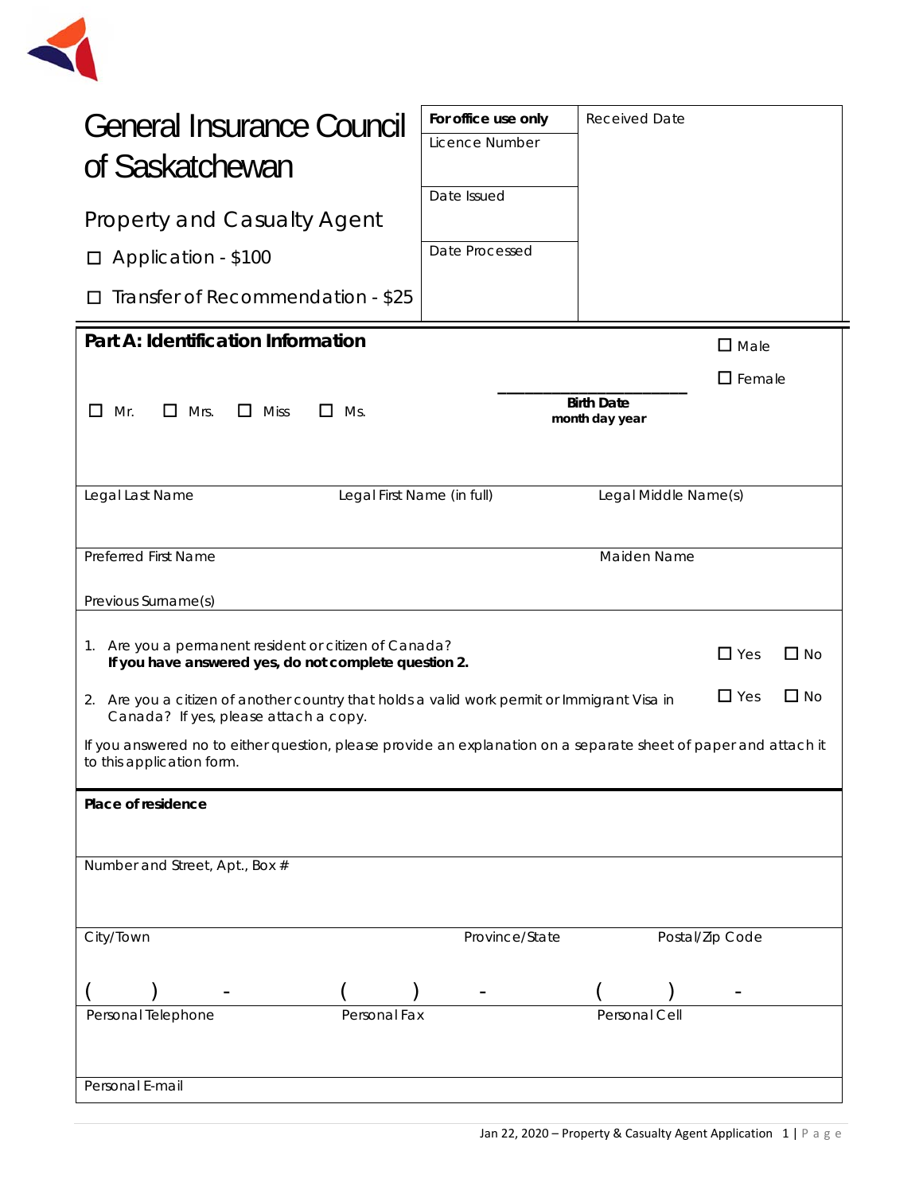# General Insurance Council of Saskatchewan

## Property and Casualty Agent

☐ Application - $100

☐ Transfer of Recommendation - $25

| **For office use only** | Received Date |
|---|---|
| Licence Number | |
| Date Issued | |
| Date Processed | |

## Part A: Identification Information

☐ Mr. ☐ Mrs. ☐ Miss ☐ Ms.

\_\_\_\_\_\_\_\_\_\_\_\_\_\_\_\_\_\_\_\_\_\_\_\_
**Birth Date**
**month day year**

☐ Male

☐ Female

Legal Last Name | Legal First Name (in full) | Legal Middle Name(s)

Preferred First Name | Maiden Name

Previous Surname(s)

1. Are you a permanent resident or citizen of Canada? ☐ Yes ☐ No
   **If you have answered yes, do not complete question 2.**

2. Are you a citizen of another country that holds a valid work permit or Immigrant Visa in Canada? If yes, please attach a copy. ☐ Yes ☐ No

If you answered no to either question, please provide an explanation on a separate sheet of paper and attach it to this application form.

**Place of residence**

Number and Street, Apt., Box #

City/Town | Province/State | Postal/Zip Code

( ) - | ( ) - | ( ) -

Personal Telephone | Personal Fax | Personal Cell

Personal E-mail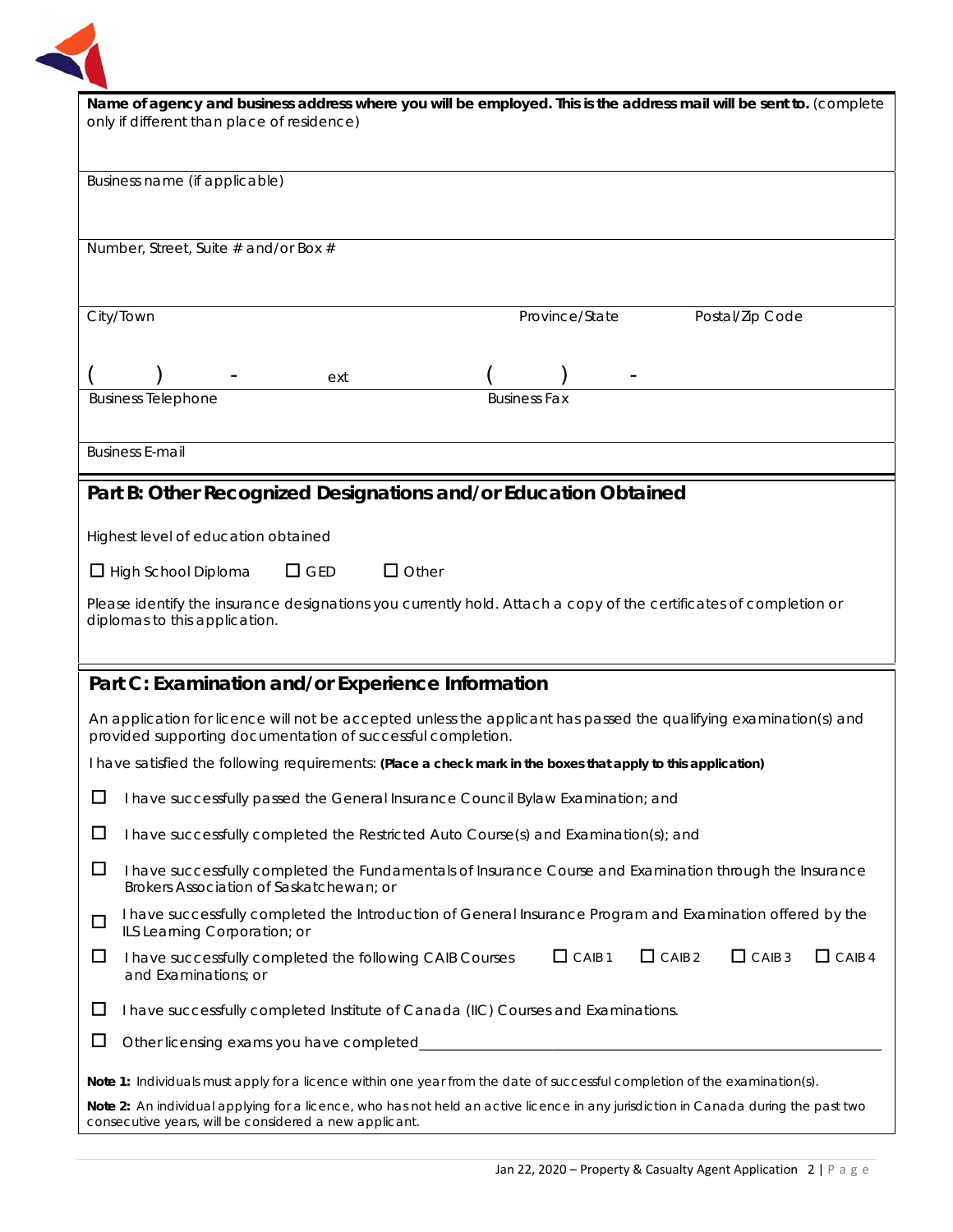**Name of agency and business address where you will be employed. This is the address mail will be sent to.** (complete only if different than place of residence)

Business name (if applicable)

Number, Street, Suite # and/or Box #

City/Town | Province/State | Postal/Zip Code

( ) - ext | ( ) -

Business Telephone | Business Fax

Business E-mail

## Part B: Other Recognized Designations and/or Education Obtained

Highest level of education obtained

☐ High School Diploma ☐ GED ☐ Other

Please identify the insurance designations you currently hold. Attach a copy of the certificates of completion or diplomas to this application.

## Part C: Examination and/or Experience Information

An application for licence will not be accepted unless the applicant has passed the qualifying examination(s) and provided supporting documentation of successful completion.

I have satisfied the following requirements: **(Place a check mark in the boxes that apply to this application)**

☐ I have successfully passed the General Insurance Council Bylaw Examination; and

☐ I have successfully completed the Restricted Auto Course(s) and Examination(s); and

☐ I have successfully completed the Fundamentals of Insurance Course and Examination through the Insurance Brokers Association of Saskatchewan; or

☐ I have successfully completed the Introduction of General Insurance Program and Examination offered by the ILS Learning Corporation; or

☐ I have successfully completed the following CAIB Courses and Examinations; or ☐ CAIB 1 ☐ CAIB 2 ☐ CAIB 3 ☐ CAIB 4

☐ I have successfully completed Institute of Canada (IIC) Courses and Examinations.

☐ Other licensing exams you have completed\_\_\_\_\_\_\_\_\_\_\_\_\_\_\_\_\_\_\_\_\_\_\_\_\_\_\_\_\_\_\_\_\_\_\_\_\_\_\_\_

**Note 1:** Individuals must apply for a licence within one year from the date of successful completion of the examination(s).

**Note 2:** An individual applying for a licence, who has not held an active licence in any jurisdiction in Canada during the past two consecutive years, will be considered a new applicant.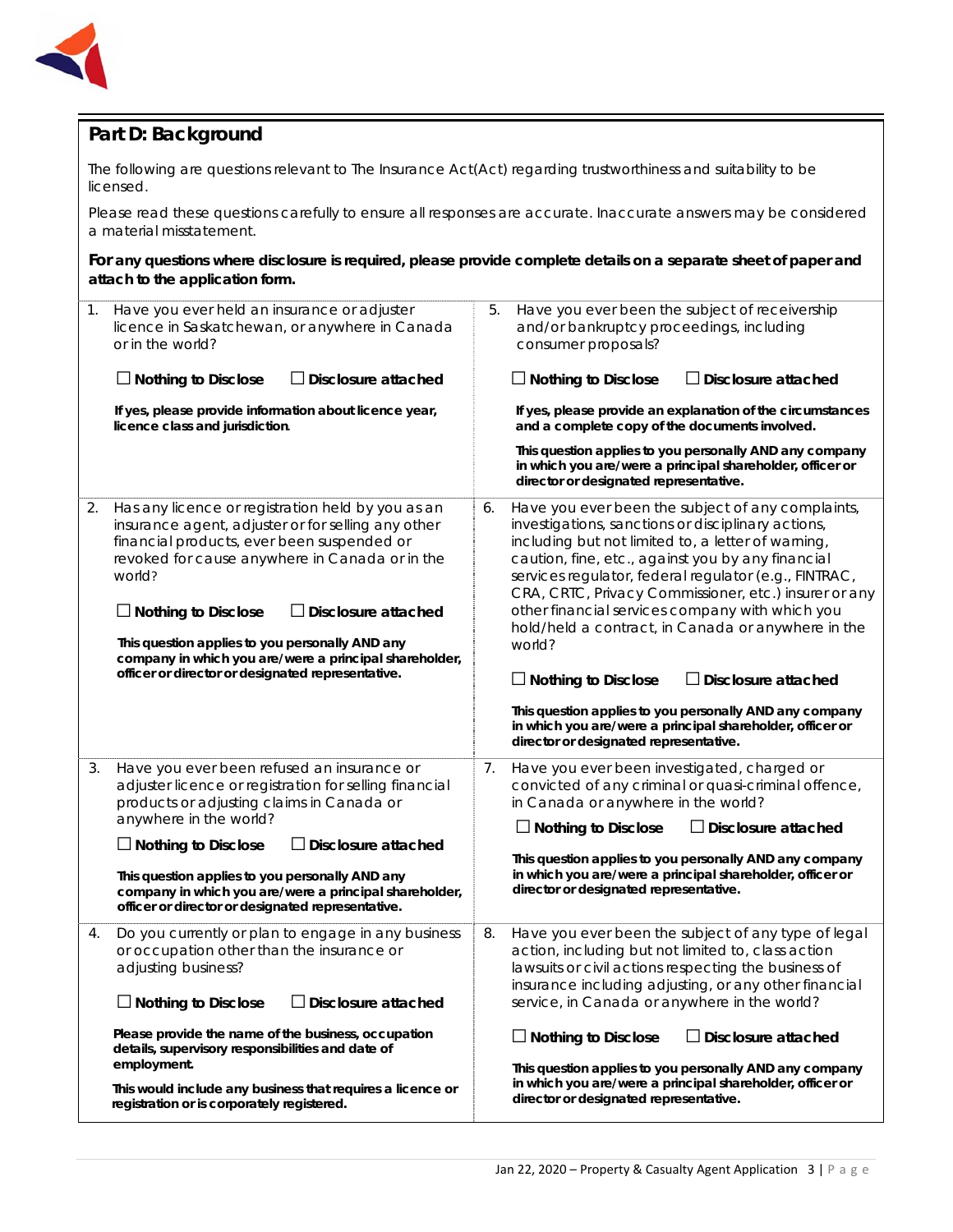## Part D: Background

The following are questions relevant to The Insurance Act(Act) regarding trustworthiness and suitability to be licensed.

Please read these questions carefully to ensure all responses are accurate. Inaccurate answers may be considered a material misstatement.

**For any questions where disclosure is required, please provide complete details on a separate sheet of paper and attach to the application form.**

1. Have you ever held an insurance or adjuster licence in Saskatchewan, or anywhere in Canada or in the world?

   ☐ **Nothing to Disclose** ☐ **Disclosure attached**

   **If yes, please provide information about licence year, licence class and jurisdiction.**

2. Has any licence or registration held by you as an insurance agent, adjuster or for selling any other financial products, ever been suspended or revoked for cause anywhere in Canada or in the world?

   ☐ **Nothing to Disclose** ☐ **Disclosure attached**

   **This question applies to you personally AND any company in which you are/were a principal shareholder, officer or director or designated representative.**

3. Have you ever been refused an insurance or adjuster licence or registration for selling financial products or adjusting claims in Canada or anywhere in the world?

   ☐ **Nothing to Disclose** ☐ **Disclosure attached**

   **This question applies to you personally AND any company in which you are/were a principal shareholder, officer or director or designated representative.**

4. Do you currently or plan to engage in any business or occupation other than the insurance or adjusting business?

   ☐ **Nothing to Disclose** ☐ **Disclosure attached**

   **Please provide the name of the business, occupation details, supervisory responsibilities and date of employment.**

   **This would include any business that requires a licence or registration or is corporately registered.**

5. Have you ever been the subject of receivership and/or bankruptcy proceedings, including consumer proposals?

   ☐ **Nothing to Disclose** ☐ **Disclosure attached**

   **If yes, please provide an explanation of the circumstances and a complete copy of the documents involved.**

   **This question applies to you personally AND any company in which you are/were a principal shareholder, officer or director or designated representative.**

6. Have you ever been the subject of any complaints, investigations, sanctions or disciplinary actions, including but not limited to, a letter of warning, caution, fine, etc., against you by any financial services regulator, federal regulator (e.g., FINTRAC, CRA, CRTC, Privacy Commissioner, etc.) insurer or any other financial services company with which you hold/held a contract, in Canada or anywhere in the world?

   ☐ **Nothing to Disclose** ☐ **Disclosure attached**

   **This question applies to you personally AND any company in which you are/were a principal shareholder, officer or director or designated representative.**

7. Have you ever been investigated, charged or convicted of any criminal or quasi-criminal offence, in Canada or anywhere in the world?

   ☐ **Nothing to Disclose** ☐ **Disclosure attached**

   **This question applies to you personally AND any company in which you are/were a principal shareholder, officer or director or designated representative.**

8. Have you ever been the subject of any type of legal action, including but not limited to, class action lawsuits or civil actions respecting the business of insurance including adjusting, or any other financial service, in Canada or anywhere in the world?

   ☐ **Nothing to Disclose** ☐ **Disclosure attached**

   **This question applies to you personally AND any company in which you are/were a principal shareholder, officer or director or designated representative.**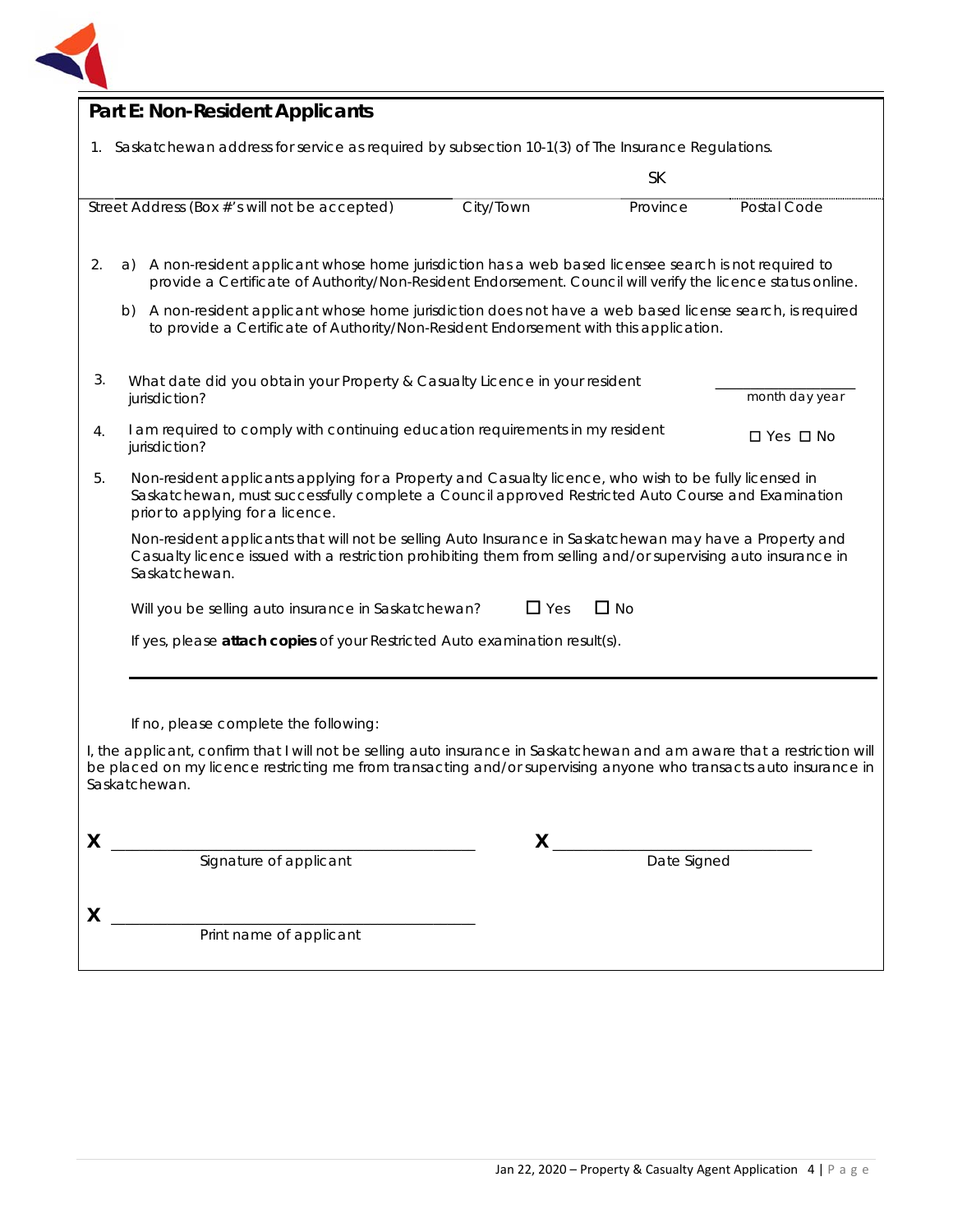## Part E: Non-Resident Applicants

1. Saskatchewan address for service as required by subsection 10-1(3) of The Insurance Regulations.

| Street Address (Box #'s will not be accepted) | City/Town | Province | Postal Code |
|---|---|---|---|
| | | SK | |

2. a) A non-resident applicant whose home jurisdiction has a web based licensee search is not required to provide a Certificate of Authority/Non-Resident Endorsement. Council will verify the licence status online.

   b) A non-resident applicant whose home jurisdiction does not have a web based license search, is required to provide a Certificate of Authority/Non-Resident Endorsement with this application.

3. What date did you obtain your Property & Casualty Licence in your resident jurisdiction? ________________ month day year

4. I am required to comply with continuing education requirements in my resident jurisdiction? ☐ Yes ☐ No

5. Non-resident applicants applying for a Property and Casualty licence, who wish to be fully licensed in Saskatchewan, must successfully complete a Council approved Restricted Auto Course and Examination prior to applying for a licence.

   Non-resident applicants that will not be selling Auto Insurance in Saskatchewan may have a Property and Casualty licence issued with a restriction prohibiting them from selling and/or supervising auto insurance in Saskatchewan.

   Will you be selling auto insurance in Saskatchewan? ☐ Yes ☐ No

   If yes, please **attach copies** of your Restricted Auto examination result(s).

   If no, please complete the following:

I, the applicant, confirm that I will not be selling auto insurance in Saskatchewan and am aware that a restriction will be placed on my licence restricting me from transacting and/or supervising anyone who transacts auto insurance in Saskatchewan.

X ________________________________ Signature of applicant

X ________________________________ Date Signed

X ________________________________ Print name of applicant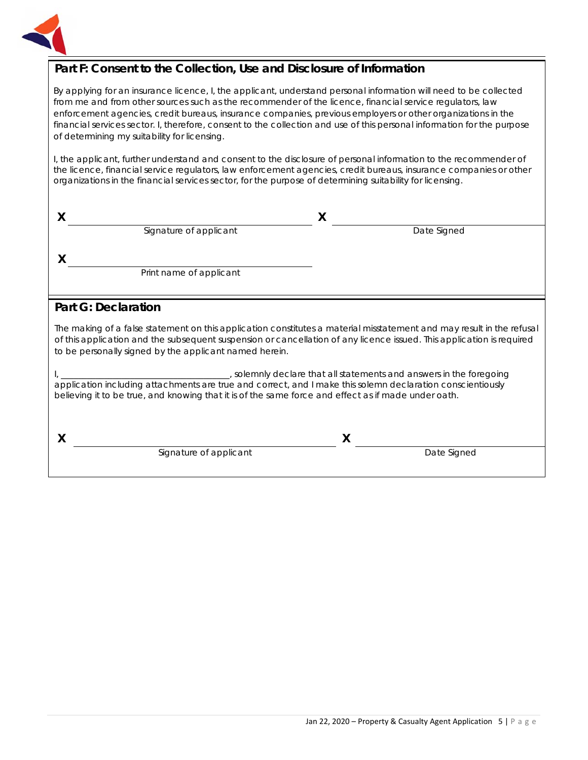## Part F: Consent to the Collection, Use and Disclosure of Information

By applying for an insurance licence, I, the applicant, understand personal information will need to be collected from me and from other sources such as the recommender of the licence, financial service regulators, law enforcement agencies, credit bureaus, insurance companies, previous employers or other organizations in the financial services sector. I, therefore, consent to the collection and use of this personal information for the purpose of determining my suitability for licensing.

I, the applicant, further understand and consent to the disclosure of personal information to the recommender of the licence, financial service regulators, law enforcement agencies, credit bureaus, insurance companies or other organizations in the financial services sector, for the purpose of determining suitability for licensing.

X ______________________________ X ______________________
Signature of applicant Date Signed

X ______________________________
Print name of applicant

## Part G: Declaration

The making of a false statement on this application constitutes a material misstatement and may result in the refusal of this application and the subsequent suspension or cancellation of any licence issued. This application is required to be personally signed by the applicant named herein.

I, ______________________________, solemnly declare that all statements and answers in the foregoing application including attachments are true and correct, and I make this solemn declaration conscientiously believing it to be true, and knowing that it is of the same force and effect as if made under oath.

X ______________________________ X ______________________
Signature of applicant Date Signed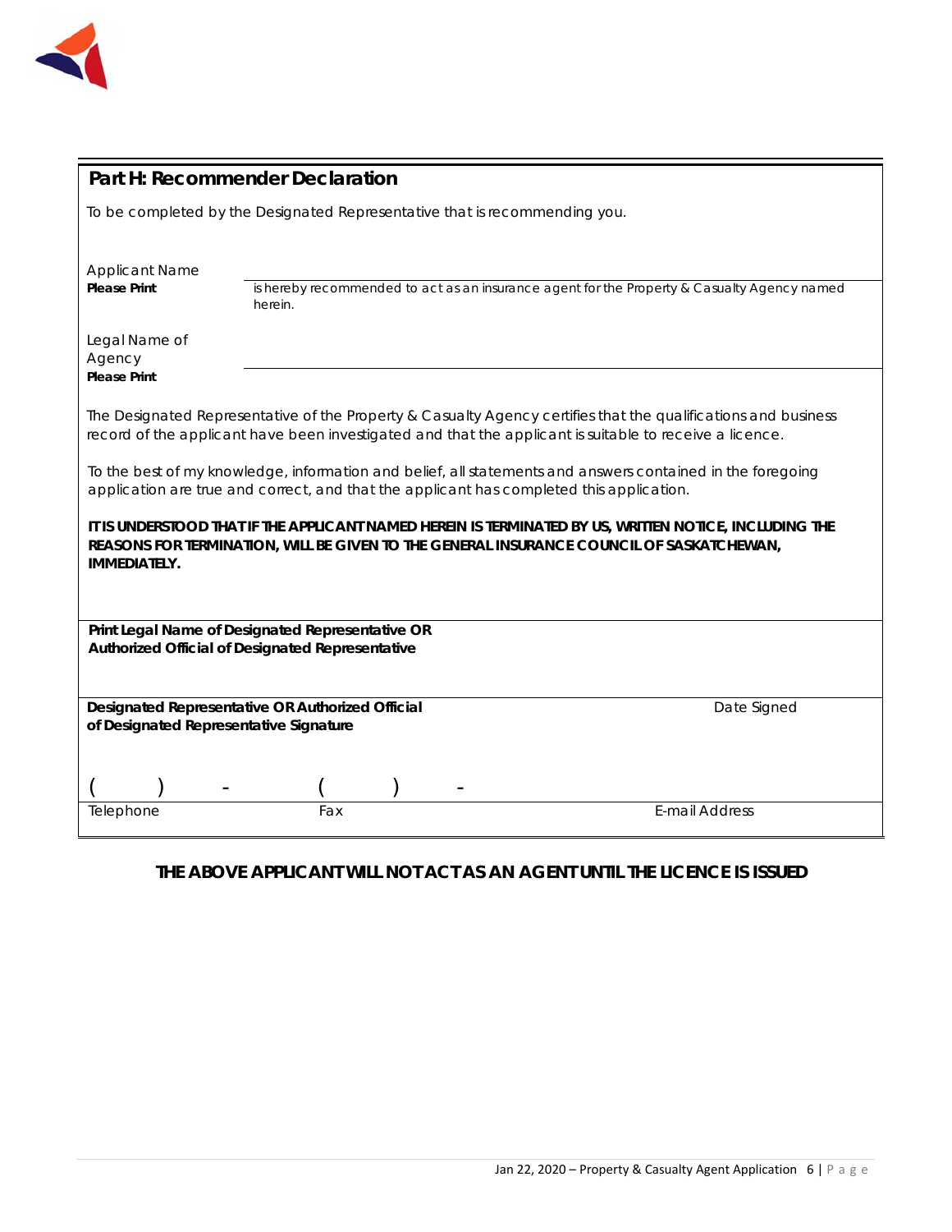## Part H: Recommender Declaration

To be completed by the Designated Representative that is recommending you.

Applicant Name
**Please Print**

is hereby recommended to act as an insurance agent for the Property & Casualty Agency named herein.

Legal Name of Agency
**Please Print**

The Designated Representative of the Property & Casualty Agency certifies that the qualifications and business record of the applicant have been investigated and that the applicant is suitable to receive a licence.

To the best of my knowledge, information and belief, all statements and answers contained in the foregoing application are true and correct, and that the applicant has completed this application.

**IT IS UNDERSTOOD THAT IF THE APPLICANT NAMED HEREIN IS TERMINATED BY US, WRITTEN NOTICE, INCLUDING THE REASONS FOR TERMINATION, WILL BE GIVEN TO THE GENERAL INSURANCE COUNCIL OF SASKATCHEWAN, IMMEDIATELY.**

**Print Legal Name of Designated Representative OR Authorized Official of Designated Representative**

**Designated Representative OR Authorized Official of Designated Representative Signature** Date Signed

( ) - ( ) -

Telephone Fax E-mail Address

**THE ABOVE APPLICANT WILL NOT ACT AS AN AGENT UNTIL THE LICENCE IS ISSUED**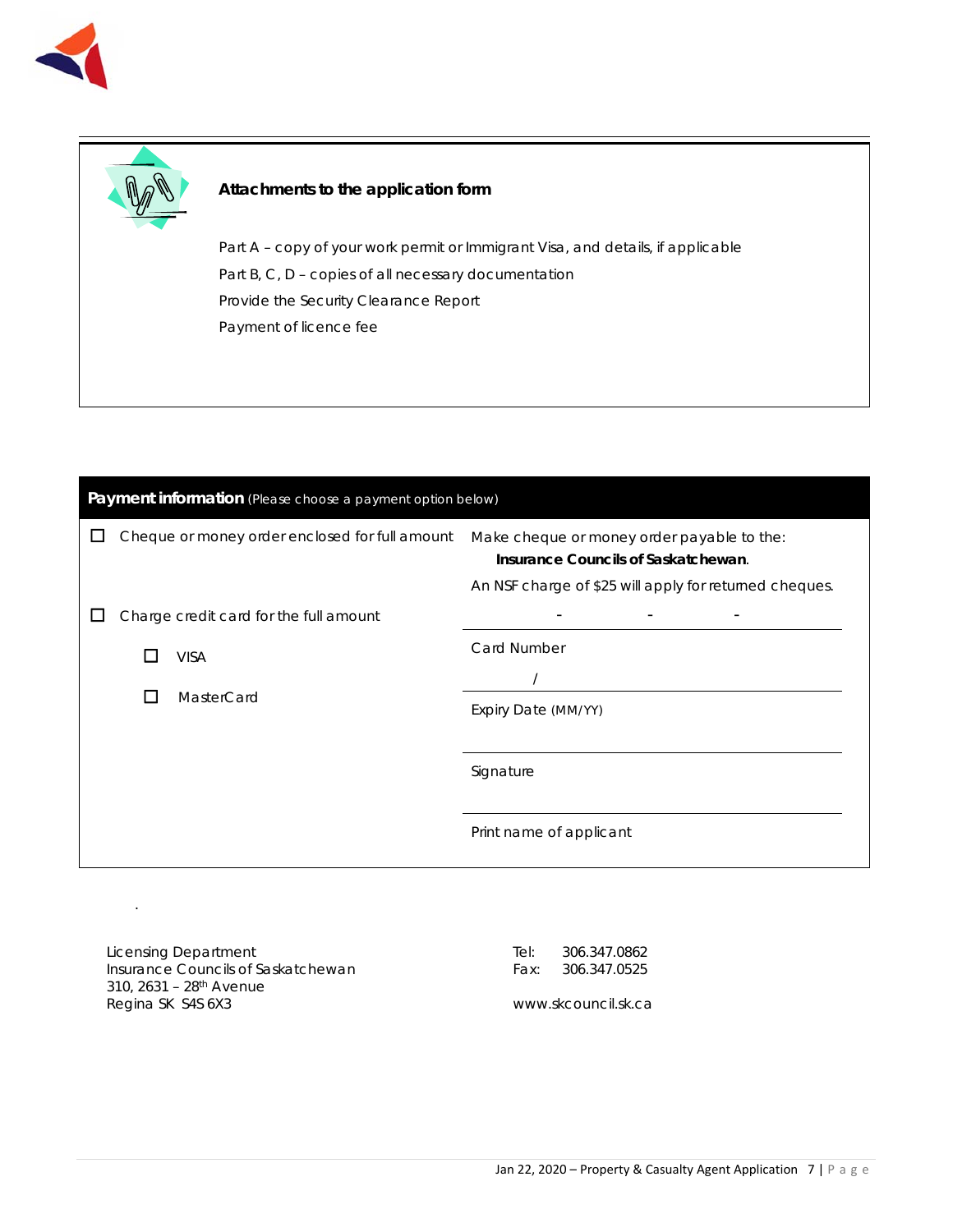## Attachments to the application form

Part A – copy of your work permit or Immigrant Visa, and details, if applicable
Part B, C, D – copies of all necessary documentation
Provide the Security Clearance Report
Payment of licence fee

| **Payment information** (Please choose a payment option below) | |
|---|---|
| ☐ Cheque or money order enclosed for full amount | Make cheque or money order payable to the: **Insurance Councils of Saskatchewan**. An NSF charge of $25 will apply for returned cheques. |
| ☐ Charge credit card for the full amount | - - - Card Number |
| ☐ VISA | / Expiry Date (MM/YY) |
| ☐ MasterCard | Signature |
| | Print name of applicant |

Licensing Department
Insurance Councils of Saskatchewan
310, 2631 – 28th Avenue
Regina SK S4S 6X3

Tel: 306.347.0862
Fax: 306.347.0525

www.skcouncil.sk.ca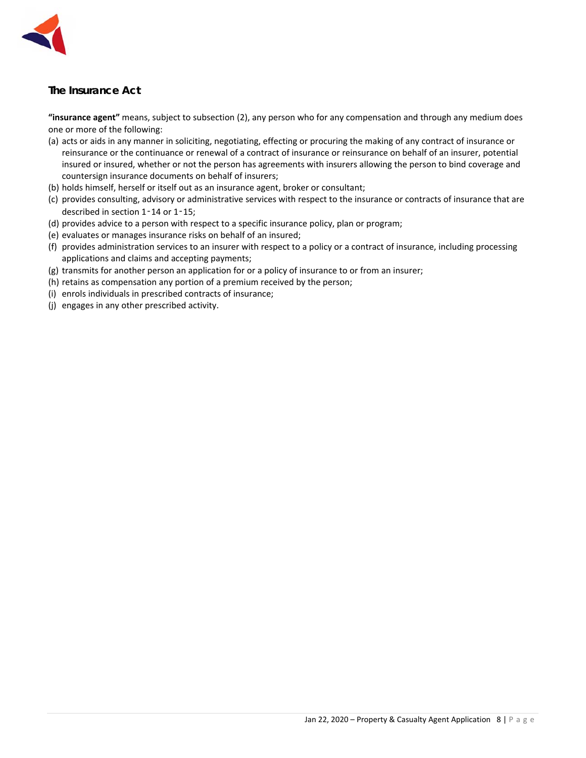## The Insurance Act

**"insurance agent"** means, subject to subsection (2), any person who for any compensation and through any medium does one or more of the following:

(a) acts or aids in any manner in soliciting, negotiating, effecting or procuring the making of any contract of insurance or reinsurance or the continuance or renewal of a contract of insurance or reinsurance on behalf of an insurer, potential insured or insured, whether or not the person has agreements with insurers allowing the person to bind coverage and countersign insurance documents on behalf of insurers;

(b) holds himself, herself or itself out as an insurance agent, broker or consultant;

(c) provides consulting, advisory or administrative services with respect to the insurance or contracts of insurance that are described in section 1‑14 or 1‑15;

(d) provides advice to a person with respect to a specific insurance policy, plan or program;

(e) evaluates or manages insurance risks on behalf of an insured;

(f) provides administration services to an insurer with respect to a policy or a contract of insurance, including processing applications and claims and accepting payments;

(g) transmits for another person an application for or a policy of insurance to or from an insurer;

(h) retains as compensation any portion of a premium received by the person;

(i) enrols individuals in prescribed contracts of insurance;

(j) engages in any other prescribed activity.